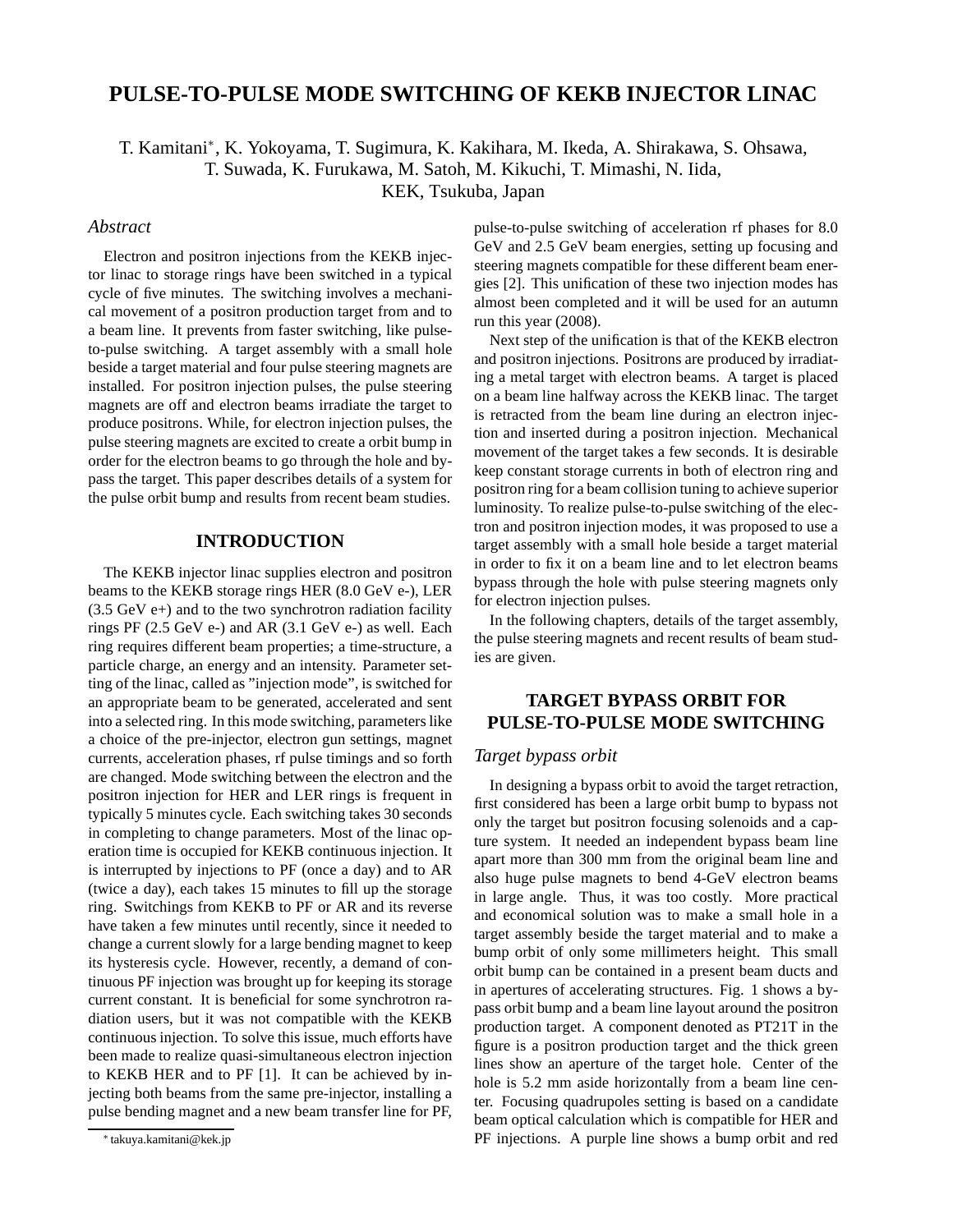# PULSE-TO-PULSE MODE SWITCHING OF KEKB INJECTOR LINAC

T. Kamitani*, K. Yokoyama, T. Sugimura, K. Kakihara, M. Ikeda, A. Shirakawa, S. Ohsawa, T. Suwada, K. Furukawa, M. Satoh, M. Kikuchi, T. Mimashi, N. Iida,
KEK, Tsukuba, Japan

### *Abstract*

Electron and positron injections from the KEKB injector linac to storage rings have been switched in a typical cycle of five minutes. The switching involves a mechanical movement of a positron production target from and to a beam line. It prevents from faster switching, like pulse-to-pulse switching. A target assembly with a small hole beside a target material and four pulse steering magnets are installed. For positron injection pulses, the pulse steering magnets are off and electron beams irradiate the target to produce positrons. While, for electron injection pulses, the pulse steering magnets are excited to create a orbit bump in order for the electron beams to go through the hole and bypass the target. This paper describes details of a system for the pulse orbit bump and results from recent beam studies.

## INTRODUCTION

The KEKB injector linac supplies electron and positron beams to the KEKB storage rings HER (8.0 GeV e-), LER (3.5 GeV e+) and to the two synchrotron radiation facility rings PF (2.5 GeV e-) and AR (3.1 GeV e-) as well. Each ring requires different beam properties; a time-structure, a particle charge, an energy and an intensity. Parameter setting of the linac, called as "injection mode", is switched for an appropriate beam to be generated, accelerated and sent into a selected ring. In this mode switching, parameters like a choice of the pre-injector, electron gun settings, magnet currents, acceleration phases, rf pulse timings and so forth are changed. Mode switching between the electron and the positron injection for HER and LER rings is frequent in typically 5 minutes cycle. Each switching takes 30 seconds in completing to change parameters. Most of the linac operation time is occupied for KEKB continuous injection. It is interrupted by injections to PF (once a day) and to AR (twice a day), each takes 15 minutes to fill up the storage ring. Switchings from KEKB to PF or AR and its reverse have taken a few minutes until recently, since it needed to change a current slowly for a large bending magnet to keep its hysteresis cycle. However, recently, a demand of continuous PF injection was brought up for keeping its storage current constant. It is beneficial for some synchrotron radiation users, but it was not compatible with the KEKB continuous injection. To solve this issue, much efforts have been made to realize quasi-simultaneous electron injection to KEKB HER and to PF [1]. It can be achieved by injecting both beams from the same pre-injector, installing a pulse bending magnet and a new beam transfer line for PF, pulse-to-pulse switching of acceleration rf phases for 8.0 GeV and 2.5 GeV beam energies, setting up focusing and steering magnets compatible for these different beam energies [2]. This unification of these two injection modes has almost been completed and it will be used for an autumn run this year (2008).

Next step of the unification is that of the KEKB electron and positron injections. Positrons are produced by irradiating a metal target with electron beams. A target is placed on a beam line halfway across the KEKB linac. The target is retracted from the beam line during an electron injection and inserted during a positron injection. Mechanical movement of the target takes a few seconds. It is desirable keep constant storage currents in both of electron ring and positron ring for a beam collision tuning to achieve superior luminosity. To realize pulse-to-pulse switching of the electron and positron injection modes, it was proposed to use a target assembly with a small hole beside a target material in order to fix it on a beam line and to let electron beams bypass through the hole with pulse steering magnets only for electron injection pulses.

In the following chapters, details of the target assembly, the pulse steering magnets and recent results of beam studies are given.

## TARGET BYPASS ORBIT FOR PULSE-TO-PULSE MODE SWITCHING

### *Target bypass orbit*

In designing a bypass orbit to avoid the target retraction, first considered has been a large orbit bump to bypass not only the target but positron focusing solenoids and a capture system. It needed an independent bypass beam line apart more than 300 mm from the original beam line and also huge pulse magnets to bend 4-GeV electron beams in large angle. Thus, it was too costly. More practical and economical solution was to make a small hole in a target assembly beside the target material and to make a bump orbit of only some millimeters height. This small orbit bump can be contained in a present beam ducts and in apertures of accelerating structures. Fig. 1 shows a bypass orbit bump and a beam line layout around the positron production target. A component denoted as PT21T in the figure is a positron production target and the thick green lines show an aperture of the target hole. Center of the hole is 5.2 mm aside horizontally from a beam line center. Focusing quadrupoles setting is based on a candidate beam optical calculation which is compatible for HER and PF injections. A purple line shows a bump orbit and red

* takuya.kamitani@kek.jp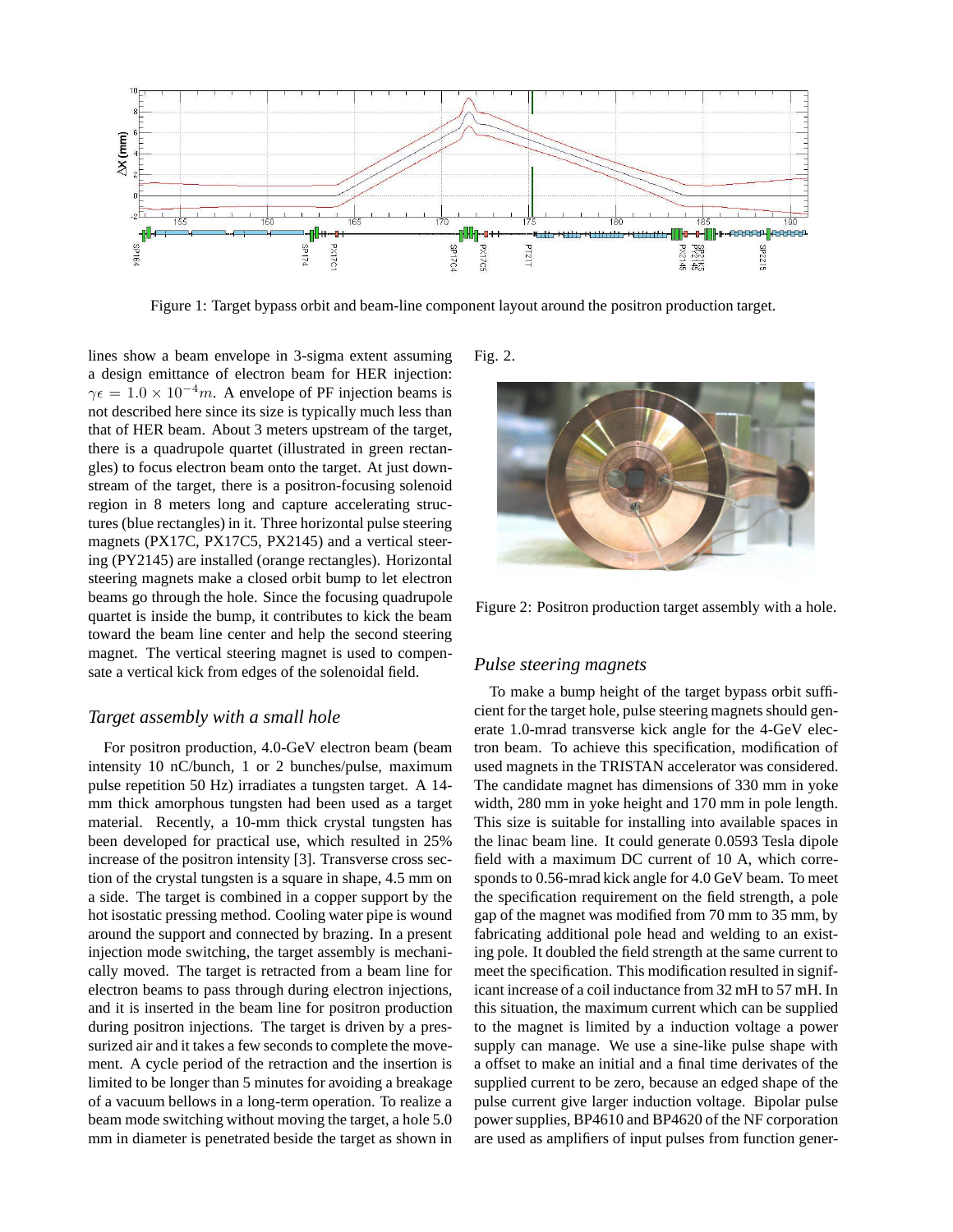Figure 1: Target bypass orbit and beam-line component layout around the positron production target.

lines show a beam envelope in 3-sigma extent assuming a design emittance of electron beam for HER injection: $\gamma\epsilon = 1.0 \times 10^{-4} m$. A envelope of PF injection beams is not described here since its size is typically much less than that of HER beam. About 3 meters upstream of the target, there is a quadrupole quartet (illustrated in green rectangles) to focus electron beam onto the target. At just downstream of the target, there is a positron-focusing solenoid region in 8 meters long and capture accelerating structures (blue rectangles) in it. Three horizontal pulse steering magnets (PX17C, PX17C5, PX2145) and a vertical steering (PY2145) are installed (orange rectangles). Horizontal steering magnets make a closed orbit bump to let electron beams go through the hole. Since the focusing quadrupole quartet is inside the bump, it contributes to kick the beam toward the beam line center and help the second steering magnet. The vertical steering magnet is used to compensate a vertical kick from edges of the solenoidal field.

## *Target assembly with a small hole*

For positron production, 4.0-GeV electron beam (beam intensity 10 nC/bunch, 1 or 2 bunches/pulse, maximum pulse repetition 50 Hz) irradiates a tungsten target. A 14-mm thick amorphous tungsten had been used as a target material. Recently, a 10-mm thick crystal tungsten has been developed for practical use, which resulted in 25% increase of the positron intensity [3]. Transverse cross section of the crystal tungsten is a square in shape, 4.5 mm on a side. The target is combined in a copper support by the hot isostatic pressing method. Cooling water pipe is wound around the support and connected by brazing. In a present injection mode switching, the target assembly is mechanically moved. The target is retracted from a beam line for electron beams to pass through during electron injections, and it is inserted in the beam line for positron production during positron injections. The target is driven by a pressurized air and it takes a few seconds to complete the movement. A cycle period of the retraction and the insertion is limited to be longer than 5 minutes for avoiding a breakage of a vacuum bellows in a long-term operation. To realize a beam mode switching without moving the target, a hole 5.0 mm in diameter is penetrated beside the target as shown in Fig. 2.

Figure 2: Positron production target assembly with a hole.

## *Pulse steering magnets*

To make a bump height of the target bypass orbit sufficient for the target hole, pulse steering magnets should generate 1.0-mrad transverse kick angle for the 4-GeV electron beam. To achieve this specification, modification of used magnets in the TRISTAN accelerator was considered. The candidate magnet has dimensions of 330 mm in yoke width, 280 mm in yoke height and 170 mm in pole length. This size is suitable for installing into available spaces in the linac beam line. It could generate 0.0593 Tesla dipole field with a maximum DC current of 10 A, which corresponds to 0.56-mrad kick angle for 4.0 GeV beam. To meet the specification requirement on the field strength, a pole gap of the magnet was modified from 70 mm to 35 mm, by fabricating additional pole head and welding to an existing pole. It doubled the field strength at the same current to meet the specification. This modification resulted in significant increase of a coil inductance from 32 mH to 57 mH. In this situation, the maximum current which can be supplied to the magnet is limited by a induction voltage a power supply can manage. We use a sine-like pulse shape with a offset to make an initial and a final time derivates of the supplied current to be zero, because an edged shape of the pulse current give larger induction voltage. Bipolar pulse power supplies, BP4610 and BP4620 of the NF corporation are used as amplifiers of input pulses from function gener-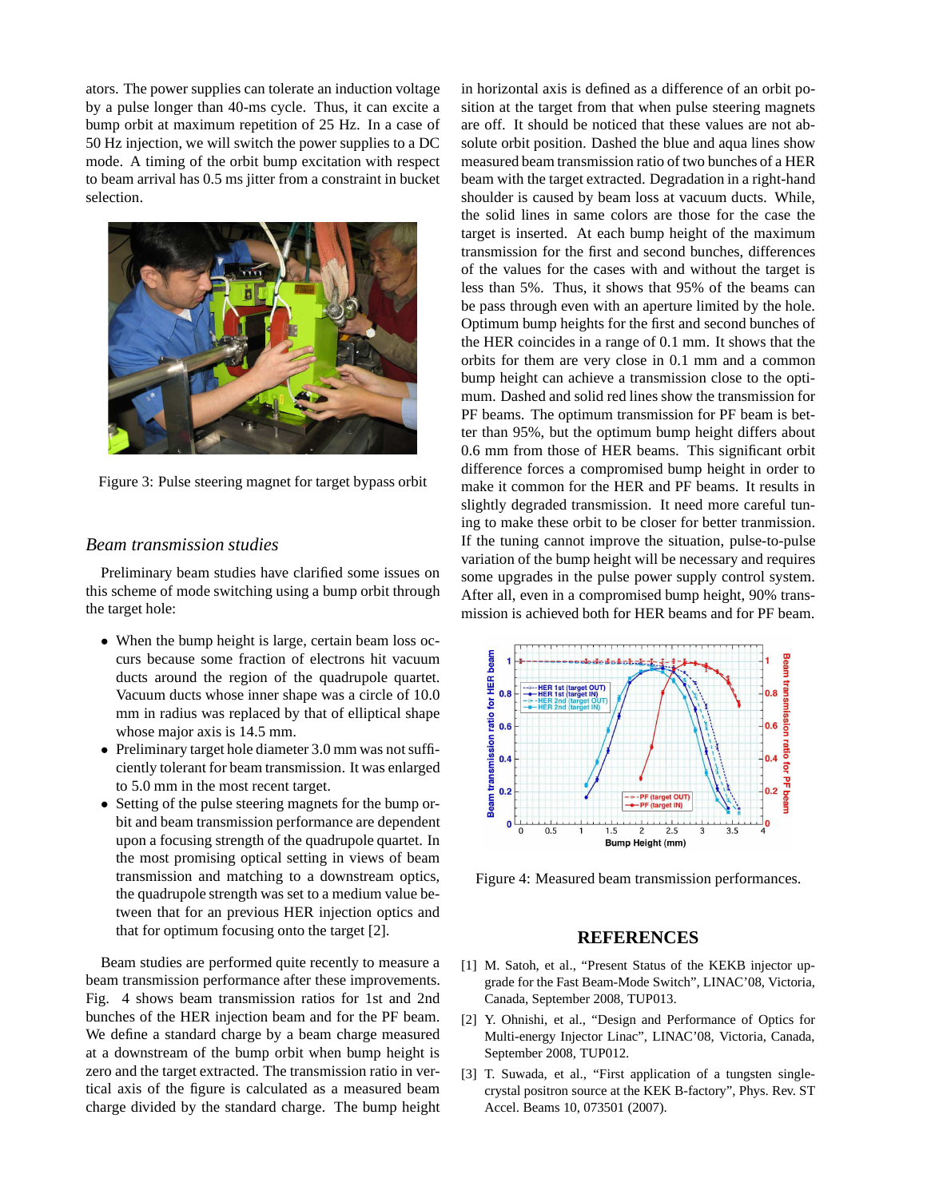ators. The power supplies can tolerate an induction voltage by a pulse longer than 40-ms cycle. Thus, it can excite a bump orbit at maximum repetition of 25 Hz. In a case of 50 Hz injection, we will switch the power supplies to a DC mode. A timing of the orbit bump excitation with respect to beam arrival has 0.5 ms jitter from a constraint in bucket selection.

Figure 3: Pulse steering magnet for target bypass orbit

### *Beam transmission studies*

Preliminary beam studies have clarified some issues on this scheme of mode switching using a bump orbit through the target hole:

- When the bump height is large, certain beam loss occurs because some fraction of electrons hit vacuum ducts around the region of the quadrupole quartet. Vacuum ducts whose inner shape was a circle of 10.0 mm in radius was replaced by that of elliptical shape whose major axis is 14.5 mm.
- Preliminary target hole diameter 3.0 mm was not sufficiently tolerant for beam transmission. It was enlarged to 5.0 mm in the most recent target.
- Setting of the pulse steering magnets for the bump orbit and beam transmission performance are dependent upon a focusing strength of the quadrupole quartet. In the most promising optical setting in views of beam transmission and matching to a downstream optics, the quadrupole strength was set to a medium value between that for an previous HER injection optics and that for optimum focusing onto the target [2].

Beam studies are performed quite recently to measure a beam transmission performance after these improvements. Fig. 4 shows beam transmission ratios for 1st and 2nd bunches of the HER injection beam and for the PF beam. We define a standard charge by a beam charge measured at a downstream of the bump orbit when bump height is zero and the target extracted. The transmission ratio in vertical axis of the figure is calculated as a measured beam charge divided by the standard charge. The bump height in horizontal axis is defined as a difference of an orbit position at the target from that when pulse steering magnets are off. It should be noticed that these values are not absolute orbit position. Dashed the blue and aqua lines show measured beam transmission ratio of two bunches of a HER beam with the target extracted. Degradation in a right-hand shoulder is caused by beam loss at vacuum ducts. While, the solid lines in same colors are those for the case the target is inserted. At each bump height of the maximum transmission for the first and second bunches, differences of the values for the cases with and without the target is less than 5%. Thus, it shows that 95% of the beams can be pass through even with an aperture limited by the hole. Optimum bump heights for the first and second bunches of the HER coincides in a range of 0.1 mm. It shows that the orbits for them are very close in 0.1 mm and a common bump height can achieve a transmission close to the optimum. Dashed and solid red lines show the transmission for PF beams. The optimum transmission for PF beam is better than 95%, but the optimum bump height differs about 0.6 mm from those of HER beams. This significant orbit difference forces a compromised bump height in order to make it common for the HER and PF beams. It results in slightly degraded transmission. It need more careful tuning to make these orbit to be closer for better tranmission. If the tuning cannot improve the situation, pulse-to-pulse variation of the bump height will be necessary and requires some upgrades in the pulse power supply control system. After all, even in a compromised bump height, 90% transmission is achieved both for HER beams and for PF beam.

Beam transmission ratio for HER beam
Beam transmission ratio for PF beam
HER 1st (target OUT)
HER 1st (target IN)
HER 2nd (target OUT)
HER 2nd (target IN)
PF (target OUT)
PF (target IN)
Bump Height (mm)
0 0.5 1 1.5 2 2.5 3 3.5 4
0 0.2 0.4 0.6 0.8 1

Figure 4: Measured beam transmission performances.

## REFERENCES

[1] M. Satoh, et al., "Present Status of the KEKB injector upgrade for the Fast Beam-Mode Switch", LINAC'08, Victoria, Canada, September 2008, TUP013.

[2] Y. Ohnishi, et al., "Design and Performance of Optics for Multi-energy Injector Linac", LINAC'08, Victoria, Canada, September 2008, TUP012.

[3] T. Suwada, et al., "First application of a tungsten single-crystal positron source at the KEK B-factory", Phys. Rev. ST Accel. Beams 10, 073501 (2007).